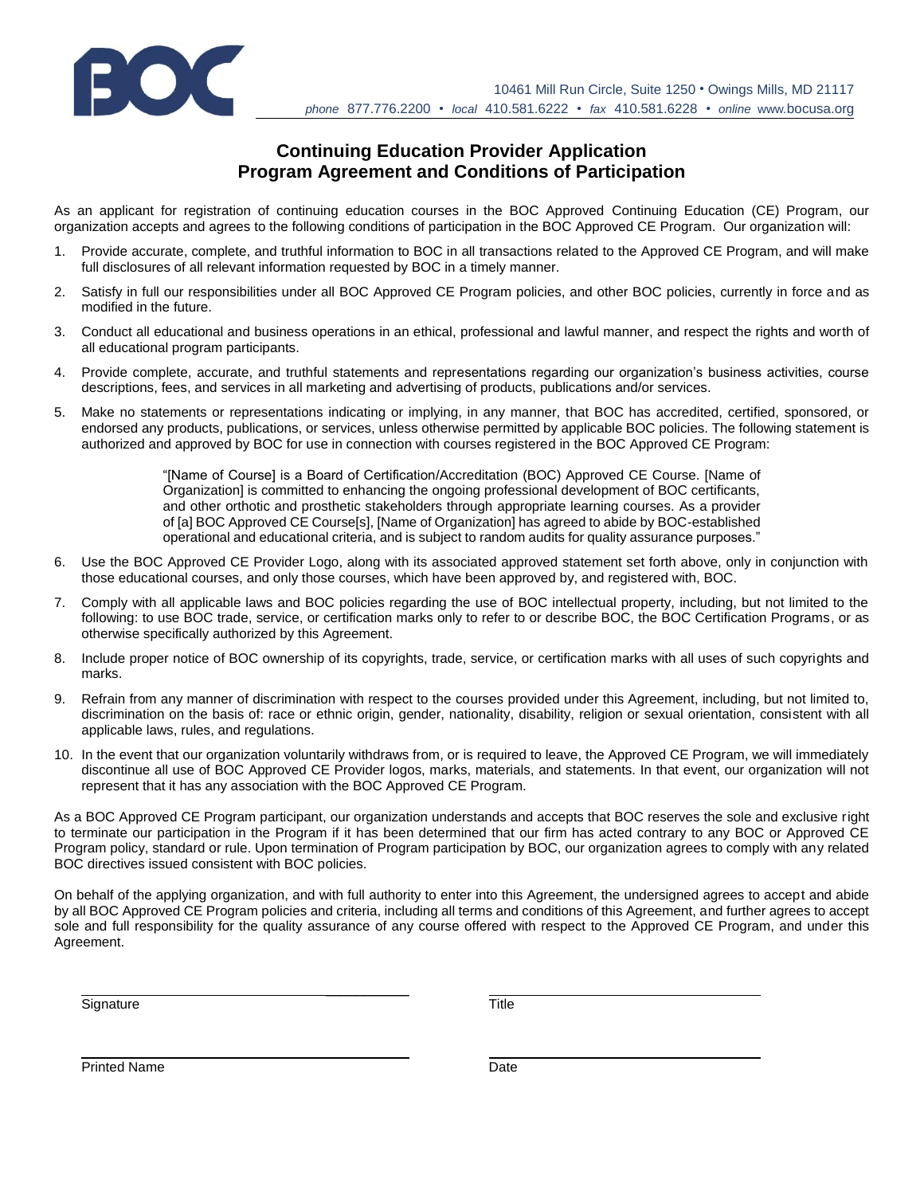BOC

10461 Mill Run Circle, Suite 1250 • Owings Mills, MD 21117
*phone* 877.776.2200 • *local* 410.581.6222 • *fax* 410.581.6228 • *online* www.bocusa.org

## Continuing Education Provider Application
## Program Agreement and Conditions of Participation

As an applicant for registration of continuing education courses in the BOC Approved Continuing Education (CE) Program, our organization accepts and agrees to the following conditions of participation in the BOC Approved CE Program. Our organization will:

1. Provide accurate, complete, and truthful information to BOC in all transactions related to the Approved CE Program, and will make full disclosures of all relevant information requested by BOC in a timely manner.
2. Satisfy in full our responsibilities under all BOC Approved CE Program policies, and other BOC policies, currently in force and as modified in the future.
3. Conduct all educational and business operations in an ethical, professional and lawful manner, and respect the rights and worth of all educational program participants.
4. Provide complete, accurate, and truthful statements and representations regarding our organization's business activities, course descriptions, fees, and services in all marketing and advertising of products, publications and/or services.
5. Make no statements or representations indicating or implying, in any manner, that BOC has accredited, certified, sponsored, or endorsed any products, publications, or services, unless otherwise permitted by applicable BOC policies. The following statement is authorized and approved by BOC for use in connection with courses registered in the BOC Approved CE Program:

   > "[Name of Course] is a Board of Certification/Accreditation (BOC) Approved CE Course. [Name of Organization] is committed to enhancing the ongoing professional development of BOC certificants, and other orthotic and prosthetic stakeholders through appropriate learning courses. As a provider of [a] BOC Approved CE Course[s], [Name of Organization] has agreed to abide by BOC-established operational and educational criteria, and is subject to random audits for quality assurance purposes."

6. Use the BOC Approved CE Provider Logo, along with its associated approved statement set forth above, only in conjunction with those educational courses, and only those courses, which have been approved by, and registered with, BOC.
7. Comply with all applicable laws and BOC policies regarding the use of BOC intellectual property, including, but not limited to the following: to use BOC trade, service, or certification marks only to refer to or describe BOC, the BOC Certification Programs, or as otherwise specifically authorized by this Agreement.
8. Include proper notice of BOC ownership of its copyrights, trade, service, or certification marks with all uses of such copyrights and marks.
9. Refrain from any manner of discrimination with respect to the courses provided under this Agreement, including, but not limited to, discrimination on the basis of: race or ethnic origin, gender, nationality, disability, religion or sexual orientation, consistent with all applicable laws, rules, and regulations.
10. In the event that our organization voluntarily withdraws from, or is required to leave, the Approved CE Program, we will immediately discontinue all use of BOC Approved CE Provider logos, marks, materials, and statements. In that event, our organization will not represent that it has any association with the BOC Approved CE Program.

As a BOC Approved CE Program participant, our organization understands and accepts that BOC reserves the sole and exclusive right to terminate our participation in the Program if it has been determined that our firm has acted contrary to any BOC or Approved CE Program policy, standard or rule. Upon termination of Program participation by BOC, our organization agrees to comply with any related BOC directives issued consistent with BOC policies.

On behalf of the applying organization, and with full authority to enter into this Agreement, the undersigned agrees to accept and abide by all BOC Approved CE Program policies and criteria, including all terms and conditions of this Agreement, and further agrees to accept sole and full responsibility for the quality assurance of any course offered with respect to the Approved CE Program, and under this Agreement.

Signature ______________________________ Title ______________________________

Printed Name ______________________________ Date ______________________________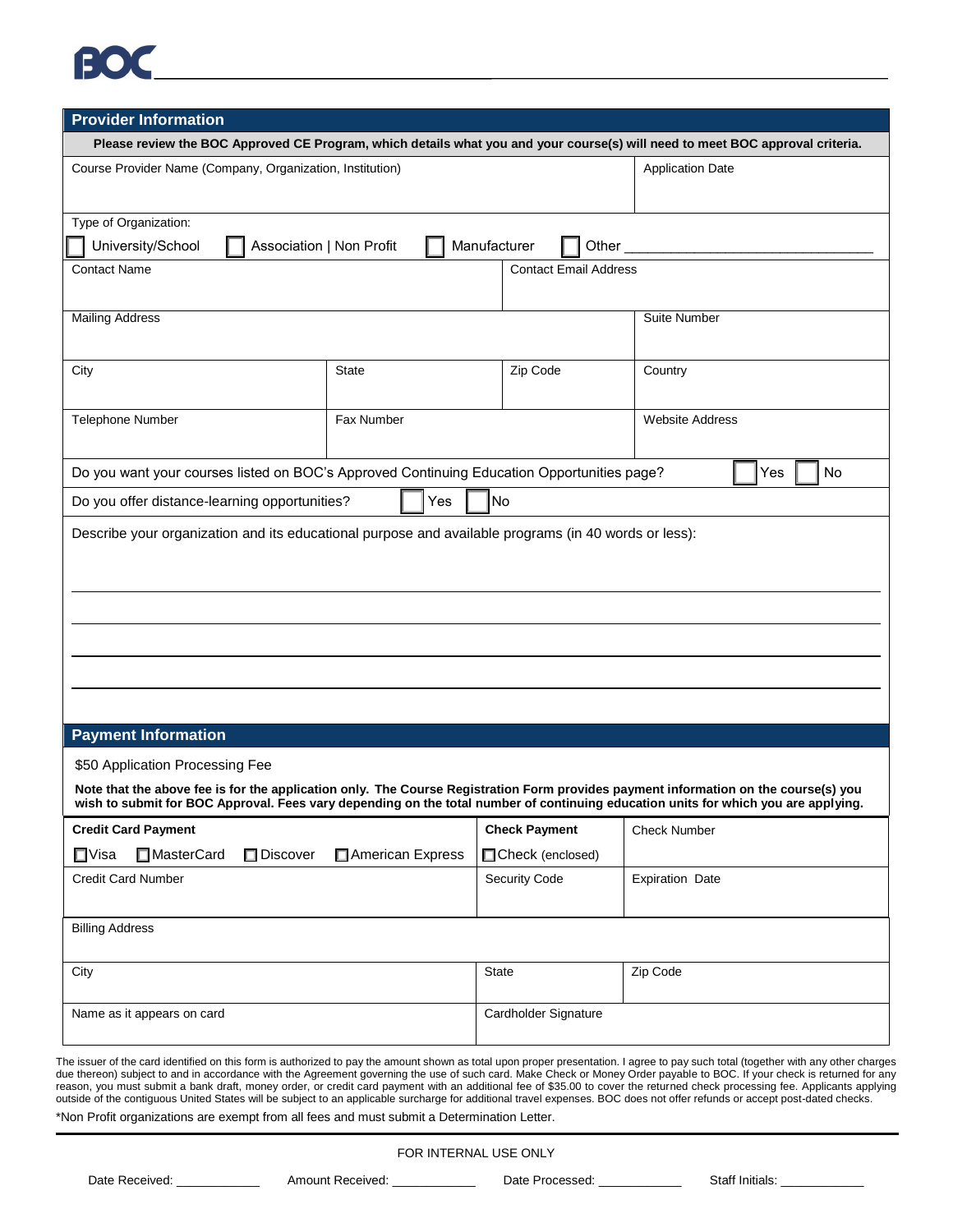BOC

## Provider Information

**Please review the BOC Approved CE Program, which details what you and your course(s) will need to meet BOC approval criteria.**

| Course Provider Name (Company, Organization, Institution) | Application Date |
|---|---|
| | |

Type of Organization:

☐ University/School ☐ Association | Non Profit ☐ Manufacturer ☐ Other ______________________________

| Contact Name | Contact Email Address |
|---|---|
| | |

| Mailing Address | Suite Number |
|---|---|
| | |

| City | State | Zip Code | Country |
|---|---|---|---|
| | | | |

| Telephone Number | Fax Number | Website Address |
|---|---|---|
| | | |

Do you want your courses listed on BOC's Approved Continuing Education Opportunities page? ☐ Yes ☐ No

Do you offer distance-learning opportunities? ☐ Yes ☐ No

Describe your organization and its educational purpose and available programs (in 40 words or less):

______________________________________________________________________________

______________________________________________________________________________

______________________________________________________________________________

______________________________________________________________________________

## Payment Information

$50 Application Processing Fee

**Note that the above fee is for the application only. The Course Registration Form provides payment information on the course(s) you wish to submit for BOC Approval. Fees vary depending on the total number of continuing education units for which you are applying.**

| **Credit Card Payment** | **Check Payment** | Check Number |
|---|---|---|
| ☐ Visa ☐ MasterCard ☐ Discover ☐ American Express | ☐ Check (enclosed) | |
| Credit Card Number | Security Code | Expiration Date |
| | | |
| Billing Address | | |
| | | |
| City | State | Zip Code |
| | | |
| Name as it appears on card | Cardholder Signature | |
| | | |

The issuer of the card identified on this form is authorized to pay the amount shown as total upon proper presentation. I agree to pay such total (together with any other charges due thereon) subject to and in accordance with the Agreement governing the use of such card. Make Check or Money Order payable to BOC. If your check is returned for any reason, you must submit a bank draft, money order, or credit card payment with an additional fee of $35.00 to cover the returned check processing fee. Applicants applying outside of the contiguous United States will be subject to an applicable surcharge for additional travel expenses. BOC does not offer refunds or accept post-dated checks.

*Non Profit organizations are exempt from all fees and must submit a Determination Letter.

FOR INTERNAL USE ONLY

Date Received: ____________ Amount Received: ____________ Date Processed: ____________ Staff Initials: ____________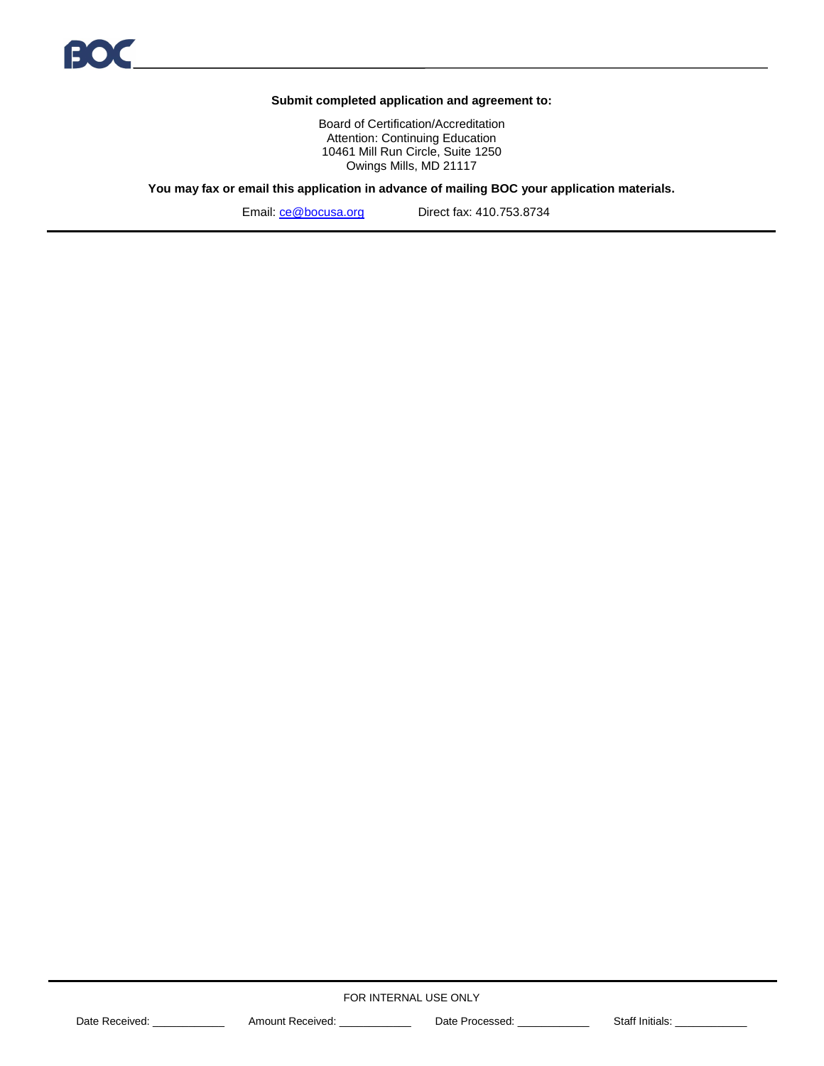**Submit completed application and agreement to:**

Board of Certification/Accreditation
Attention: Continuing Education
10461 Mill Run Circle, Suite 1250
Owings Mills, MD 21117

**You may fax or email this application in advance of mailing BOC your application materials.**

Email: ce@bocusa.org Direct fax: 410.753.8734

---

FOR INTERNAL USE ONLY

Date Received: ____________ Amount Received: ____________ Date Processed: ____________ Staff Initials: ____________